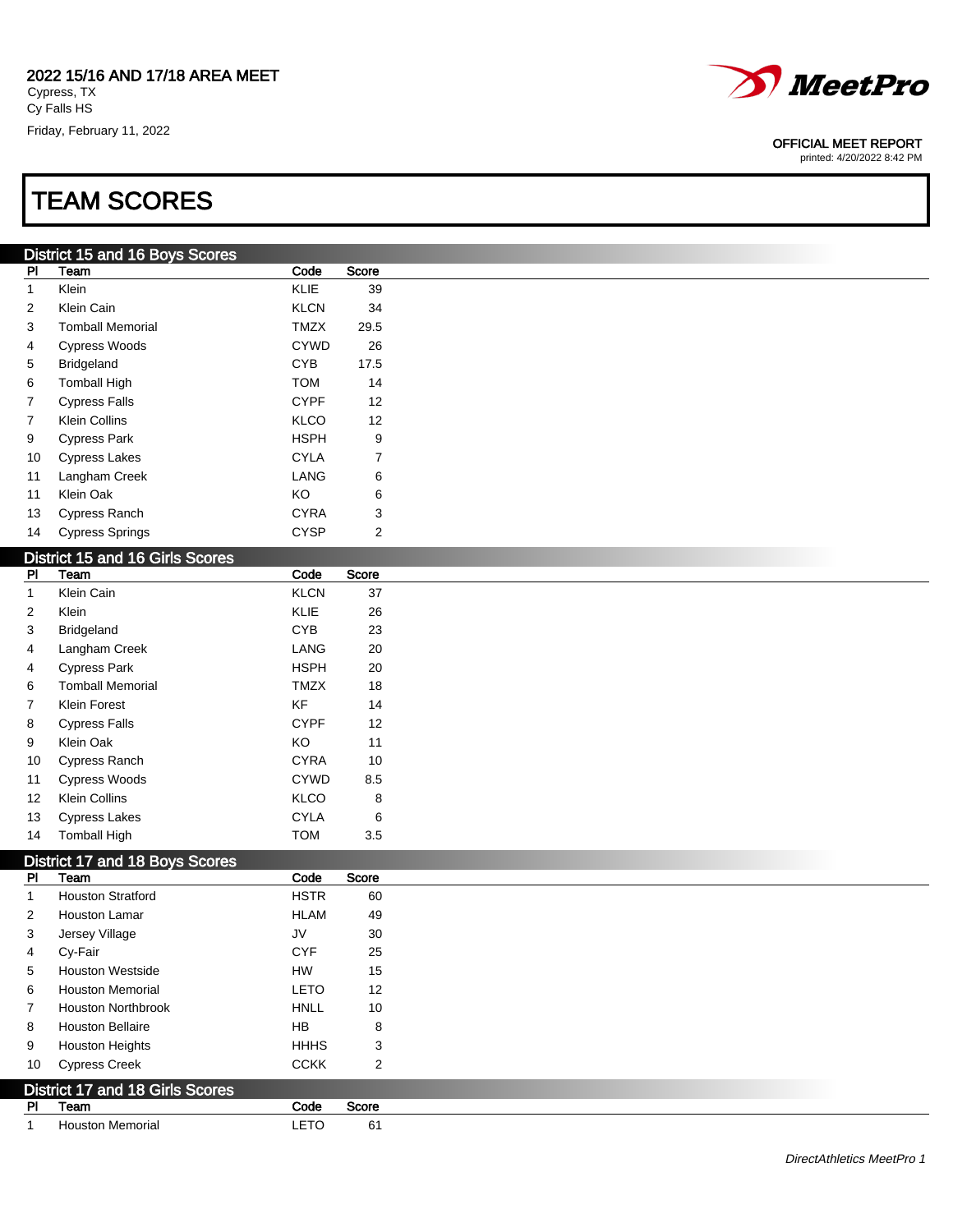2022 15/16 AND 17/18 AREA MEET
Cypress, TX
Cy Falls HS
Friday, February 11, 2022

OFFICIAL MEET REPORT
printed: 4/20/2022 8:42 PM

# TEAM SCORES

## District 15 and 16 Boys Scores

| Pl | Team | Code | Score |
|---|---|---|---|
| 1 | Klein | KLIE | 39 |
| 2 | Klein Cain | KLCN | 34 |
| 3 | Tomball Memorial | TMZX | 29.5 |
| 4 | Cypress Woods | CYWD | 26 |
| 5 | Bridgeland | CYB | 17.5 |
| 6 | Tomball High | TOM | 14 |
| 7 | Cypress Falls | CYPF | 12 |
| 7 | Klein Collins | KLCO | 12 |
| 9 | Cypress Park | HSPH | 9 |
| 10 | Cypress Lakes | CYLA | 7 |
| 11 | Langham Creek | LANG | 6 |
| 11 | Klein Oak | KO | 6 |
| 13 | Cypress Ranch | CYRA | 3 |
| 14 | Cypress Springs | CYSP | 2 |

## District 15 and 16 Girls Scores

| Pl | Team | Code | Score |
|---|---|---|---|
| 1 | Klein Cain | KLCN | 37 |
| 2 | Klein | KLIE | 26 |
| 3 | Bridgeland | CYB | 23 |
| 4 | Langham Creek | LANG | 20 |
| 4 | Cypress Park | HSPH | 20 |
| 6 | Tomball Memorial | TMZX | 18 |
| 7 | Klein Forest | KF | 14 |
| 8 | Cypress Falls | CYPF | 12 |
| 9 | Klein Oak | KO | 11 |
| 10 | Cypress Ranch | CYRA | 10 |
| 11 | Cypress Woods | CYWD | 8.5 |
| 12 | Klein Collins | KLCO | 8 |
| 13 | Cypress Lakes | CYLA | 6 |
| 14 | Tomball High | TOM | 3.5 |

## District 17 and 18 Boys Scores

| Pl | Team | Code | Score |
|---|---|---|---|
| 1 | Houston Stratford | HSTR | 60 |
| 2 | Houston Lamar | HLAM | 49 |
| 3 | Jersey Village | JV | 30 |
| 4 | Cy-Fair | CYF | 25 |
| 5 | Houston Westside | HW | 15 |
| 6 | Houston Memorial | LETO | 12 |
| 7 | Houston Northbrook | HNLL | 10 |
| 8 | Houston Bellaire | HB | 8 |
| 9 | Houston Heights | HHHS | 3 |
| 10 | Cypress Creek | CCKK | 2 |

## District 17 and 18 Girls Scores

| Pl | Team | Code | Score |
|---|---|---|---|
| 1 | Houston Memorial | LETO | 61 |

DirectAthletics MeetPro 1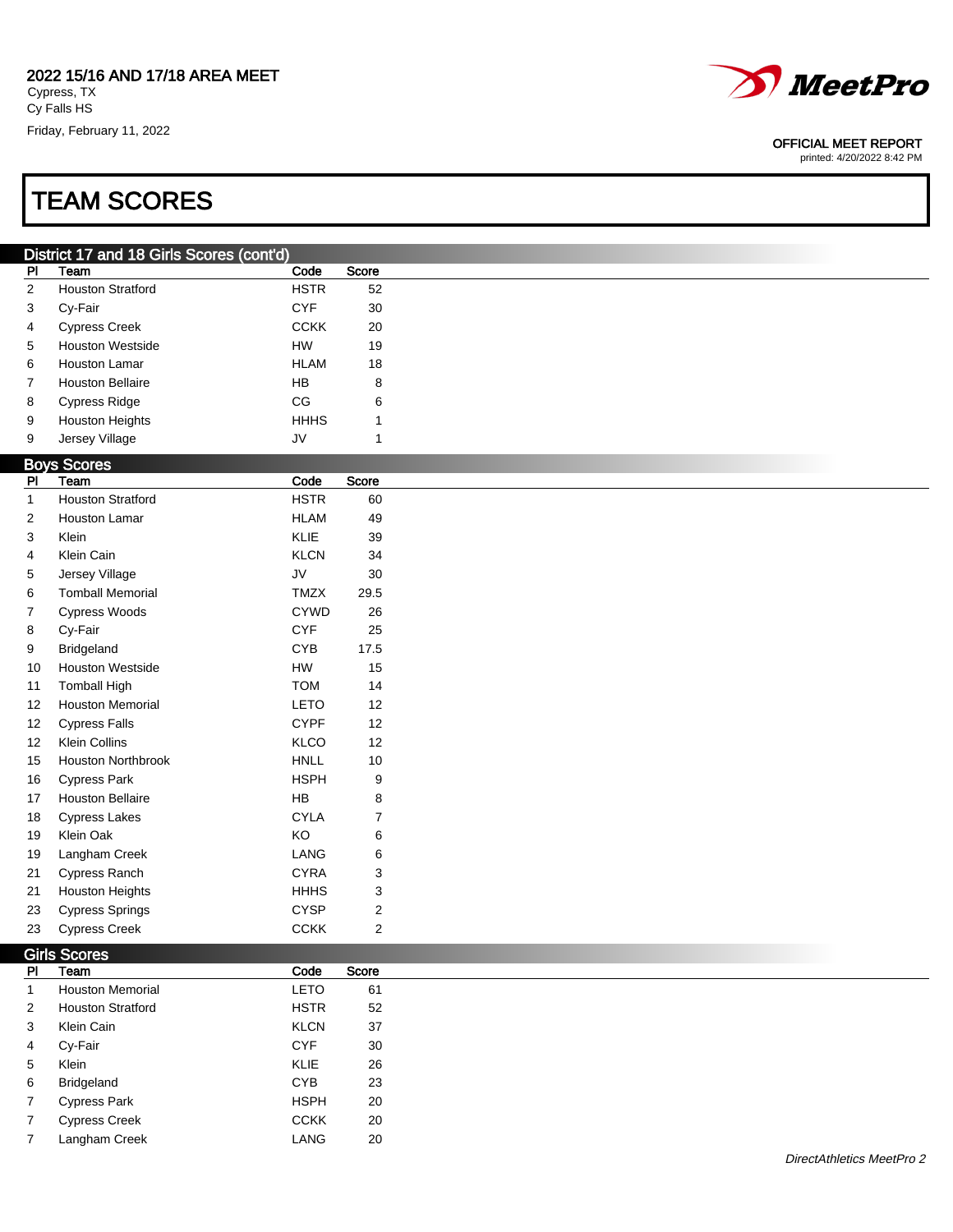2022 15/16 AND 17/18 AREA MEET
Cypress, TX
Cy Falls HS
Friday, February 11, 2022

OFFICIAL MEET REPORT
printed: 4/20/2022 8:42 PM

# TEAM SCORES

## District 17 and 18 Girls Scores (cont'd)

| Pl | Team | Code | Score |
|---|---|---|---|
| 2 | Houston Stratford | HSTR | 52 |
| 3 | Cy-Fair | CYF | 30 |
| 4 | Cypress Creek | CCKK | 20 |
| 5 | Houston Westside | HW | 19 |
| 6 | Houston Lamar | HLAM | 18 |
| 7 | Houston Bellaire | HB | 8 |
| 8 | Cypress Ridge | CG | 6 |
| 9 | Houston Heights | HHHS | 1 |
| 9 | Jersey Village | JV | 1 |

## Boys Scores

| Pl | Team | Code | Score |
|---|---|---|---|
| 1 | Houston Stratford | HSTR | 60 |
| 2 | Houston Lamar | HLAM | 49 |
| 3 | Klein | KLIE | 39 |
| 4 | Klein Cain | KLCN | 34 |
| 5 | Jersey Village | JV | 30 |
| 6 | Tomball Memorial | TMZX | 29.5 |
| 7 | Cypress Woods | CYWD | 26 |
| 8 | Cy-Fair | CYF | 25 |
| 9 | Bridgeland | CYB | 17.5 |
| 10 | Houston Westside | HW | 15 |
| 11 | Tomball High | TOM | 14 |
| 12 | Houston Memorial | LETO | 12 |
| 12 | Cypress Falls | CYPF | 12 |
| 12 | Klein Collins | KLCO | 12 |
| 15 | Houston Northbrook | HNLL | 10 |
| 16 | Cypress Park | HSPH | 9 |
| 17 | Houston Bellaire | HB | 8 |
| 18 | Cypress Lakes | CYLA | 7 |
| 19 | Klein Oak | KO | 6 |
| 19 | Langham Creek | LANG | 6 |
| 21 | Cypress Ranch | CYRA | 3 |
| 21 | Houston Heights | HHHS | 3 |
| 23 | Cypress Springs | CYSP | 2 |
| 23 | Cypress Creek | CCKK | 2 |

## Girls Scores

| Pl | Team | Code | Score |
|---|---|---|---|
| 1 | Houston Memorial | LETO | 61 |
| 2 | Houston Stratford | HSTR | 52 |
| 3 | Klein Cain | KLCN | 37 |
| 4 | Cy-Fair | CYF | 30 |
| 5 | Klein | KLIE | 26 |
| 6 | Bridgeland | CYB | 23 |
| 7 | Cypress Park | HSPH | 20 |
| 7 | Cypress Creek | CCKK | 20 |
| 7 | Langham Creek | LANG | 20 |

*DirectAthletics MeetPro 2*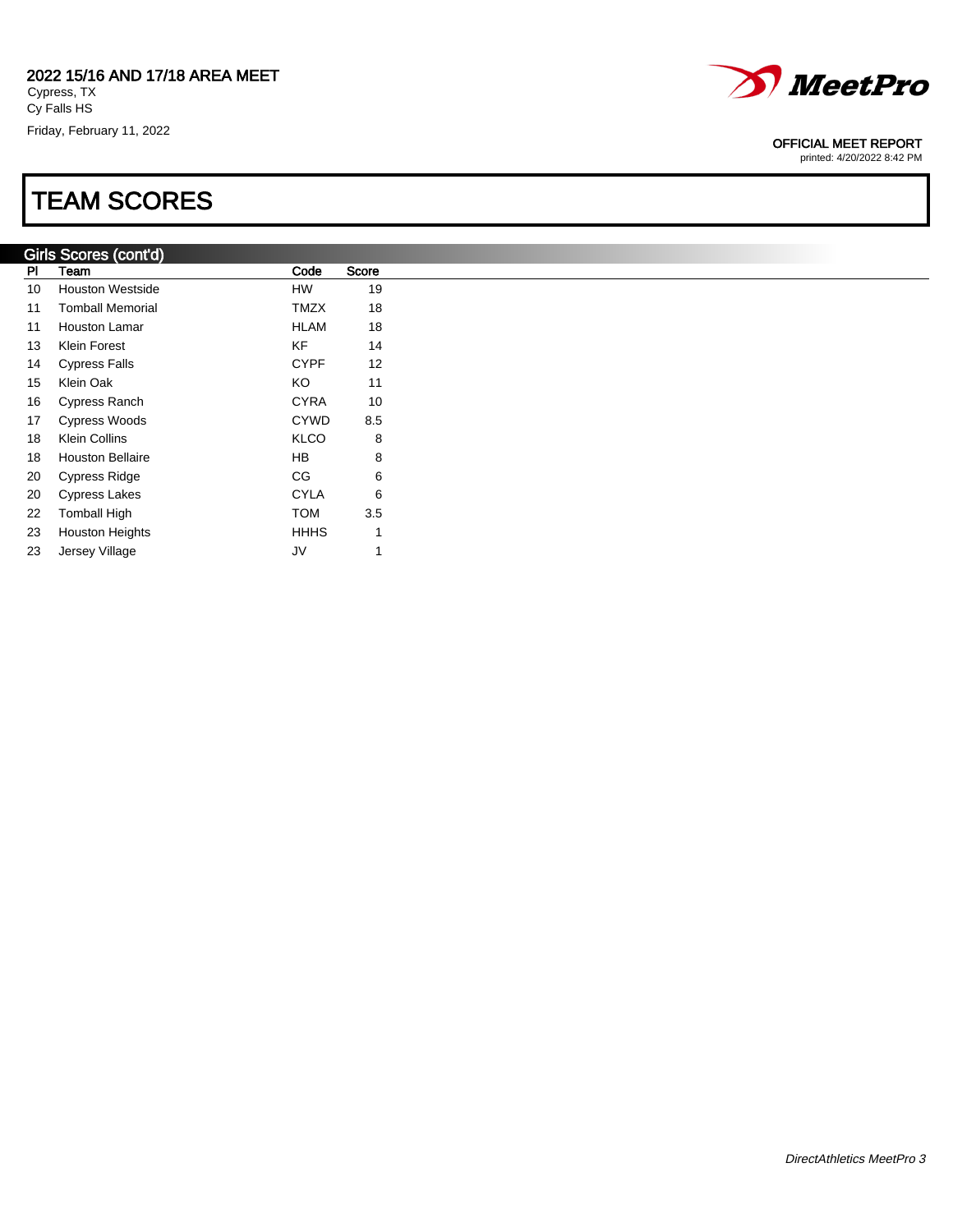# TEAM SCORES

## Girls Scores (cont'd)

| Pl | Team | Code | Score |
|---|---|---|---|
| 10 | Houston Westside | HW | 19 |
| 11 | Tomball Memorial | TMZX | 18 |
| 11 | Houston Lamar | HLAM | 18 |
| 13 | Klein Forest | KF | 14 |
| 14 | Cypress Falls | CYPF | 12 |
| 15 | Klein Oak | KO | 11 |
| 16 | Cypress Ranch | CYRA | 10 |
| 17 | Cypress Woods | CYWD | 8.5 |
| 18 | Klein Collins | KLCO | 8 |
| 18 | Houston Bellaire | HB | 8 |
| 20 | Cypress Ridge | CG | 6 |
| 20 | Cypress Lakes | CYLA | 6 |
| 22 | Tomball High | TOM | 3.5 |
| 23 | Houston Heights | HHHS | 1 |
| 23 | Jersey Village | JV | 1 |